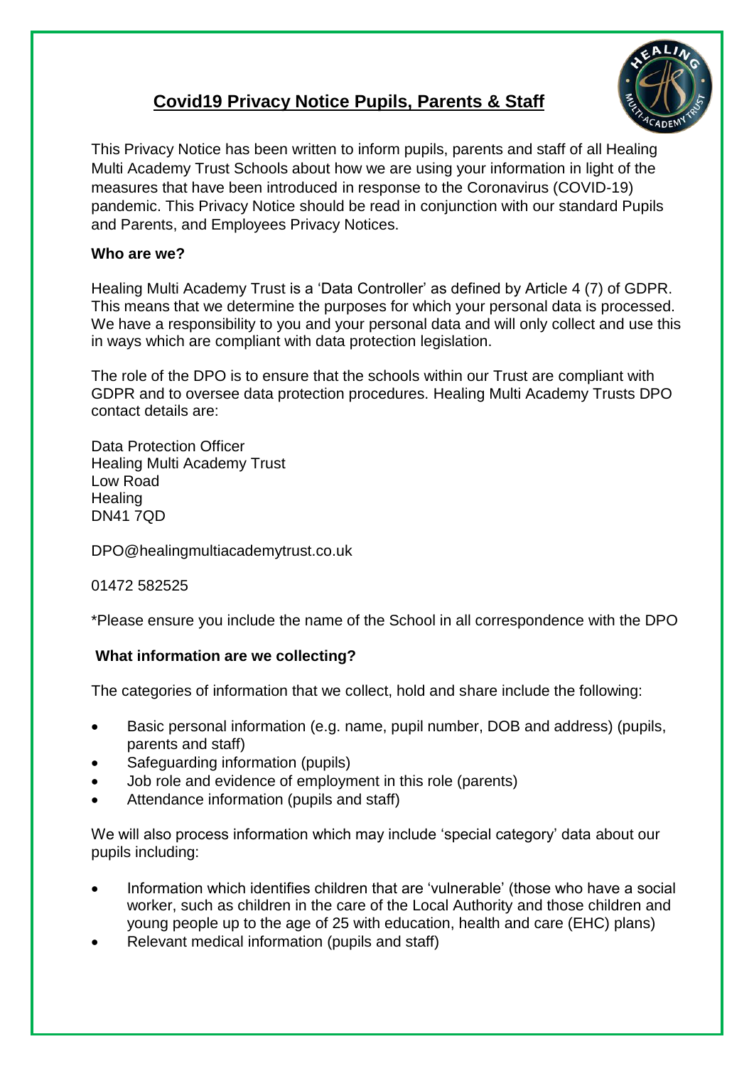# Covid19 Privacy Notice Pupils, Parents & Staff

This Privacy Notice has been written to inform pupils, parents and staff of all Healing Multi Academy Trust Schools about how we are using your information in light of the measures that have been introduced in response to the Coronavirus (COVID-19) pandemic. This Privacy Notice should be read in conjunction with our standard Pupils and Parents, and Employees Privacy Notices.

**Who are we?**

Healing Multi Academy Trust is a 'Data Controller' as defined by Article 4 (7) of GDPR. This means that we determine the purposes for which your personal data is processed. We have a responsibility to you and your personal data and will only collect and use this in ways which are compliant with data protection legislation.

The role of the DPO is to ensure that the schools within our Trust are compliant with GDPR and to oversee data protection procedures. Healing Multi Academy Trusts DPO contact details are:

Data Protection Officer
Healing Multi Academy Trust
Low Road
Healing
DN41 7QD

DPO@healingmultiacademytrust.co.uk

01472 582525

*Please ensure you include the name of the School in all correspondence with the DPO

**What information are we collecting?**

The categories of information that we collect, hold and share include the following:

- Basic personal information (e.g. name, pupil number, DOB and address) (pupils, parents and staff)
- Safeguarding information (pupils)
- Job role and evidence of employment in this role (parents)
- Attendance information (pupils and staff)

We will also process information which may include 'special category' data about our pupils including:

- Information which identifies children that are 'vulnerable' (those who have a social worker, such as children in the care of the Local Authority and those children and young people up to the age of 25 with education, health and care (EHC) plans)
- Relevant medical information (pupils and staff)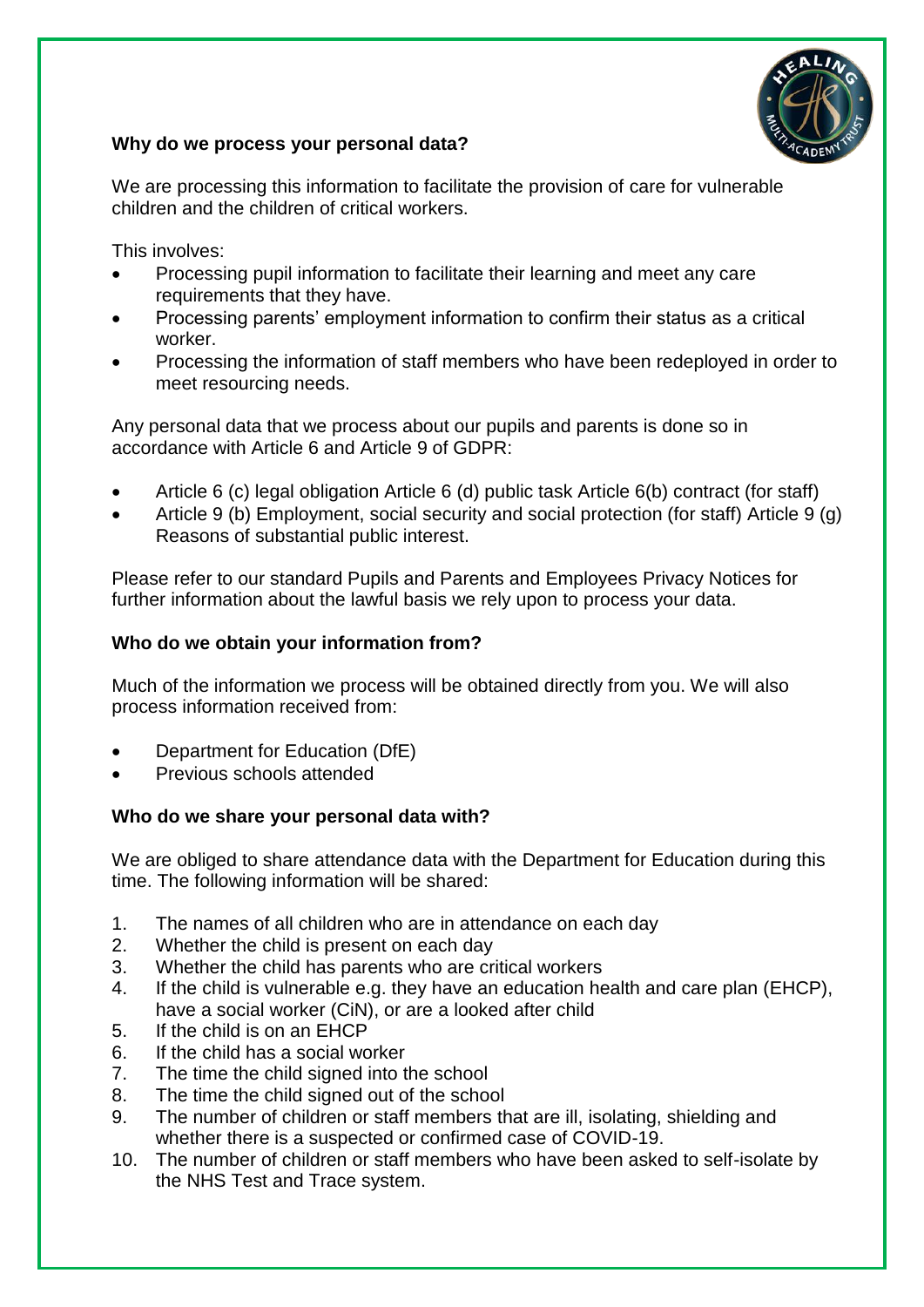**Why do we process your personal data?**

We are processing this information to facilitate the provision of care for vulnerable children and the children of critical workers.

This involves:

- Processing pupil information to facilitate their learning and meet any care requirements that they have.
- Processing parents' employment information to confirm their status as a critical worker.
- Processing the information of staff members who have been redeployed in order to meet resourcing needs.

Any personal data that we process about our pupils and parents is done so in accordance with Article 6 and Article 9 of GDPR:

- Article 6 (c) legal obligation Article 6 (d) public task Article 6(b) contract (for staff)
- Article 9 (b) Employment, social security and social protection (for staff) Article 9 (g) Reasons of substantial public interest.

Please refer to our standard Pupils and Parents and Employees Privacy Notices for further information about the lawful basis we rely upon to process your data.

**Who do we obtain your information from?**

Much of the information we process will be obtained directly from you. We will also process information received from:

- Department for Education (DfE)
- Previous schools attended

**Who do we share your personal data with?**

We are obliged to share attendance data with the Department for Education during this time. The following information will be shared:

1. The names of all children who are in attendance on each day
2. Whether the child is present on each day
3. Whether the child has parents who are critical workers
4. If the child is vulnerable e.g. they have an education health and care plan (EHCP), have a social worker (CiN), or are a looked after child
5. If the child is on an EHCP
6. If the child has a social worker
7. The time the child signed into the school
8. The time the child signed out of the school
9. The number of children or staff members that are ill, isolating, shielding and whether there is a suspected or confirmed case of COVID-19.
10. The number of children or staff members who have been asked to self-isolate by the NHS Test and Trace system.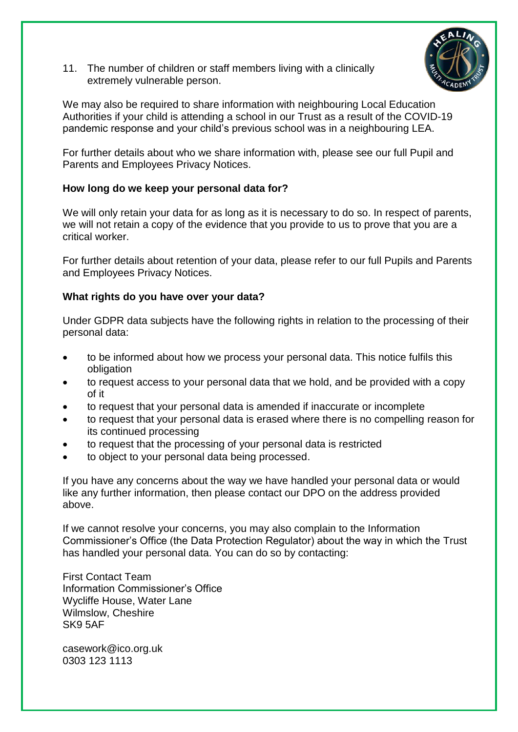11. The number of children or staff members living with a clinically extremely vulnerable person.

We may also be required to share information with neighbouring Local Education Authorities if your child is attending a school in our Trust as a result of the COVID-19 pandemic response and your child's previous school was in a neighbouring LEA.

For further details about who we share information with, please see our full Pupil and Parents and Employees Privacy Notices.

**How long do we keep your personal data for?**

We will only retain your data for as long as it is necessary to do so. In respect of parents, we will not retain a copy of the evidence that you provide to us to prove that you are a critical worker.

For further details about retention of your data, please refer to our full Pupils and Parents and Employees Privacy Notices.

**What rights do you have over your data?**

Under GDPR data subjects have the following rights in relation to the processing of their personal data:

- to be informed about how we process your personal data. This notice fulfils this obligation
- to request access to your personal data that we hold, and be provided with a copy of it
- to request that your personal data is amended if inaccurate or incomplete
- to request that your personal data is erased where there is no compelling reason for its continued processing
- to request that the processing of your personal data is restricted
- to object to your personal data being processed.

If you have any concerns about the way we have handled your personal data or would like any further information, then please contact our DPO on the address provided above.

If we cannot resolve your concerns, you may also complain to the Information Commissioner's Office (the Data Protection Regulator) about the way in which the Trust has handled your personal data. You can do so by contacting:

First Contact Team
Information Commissioner's Office
Wycliffe House, Water Lane
Wilmslow, Cheshire
SK9 5AF

casework@ico.org.uk
0303 123 1113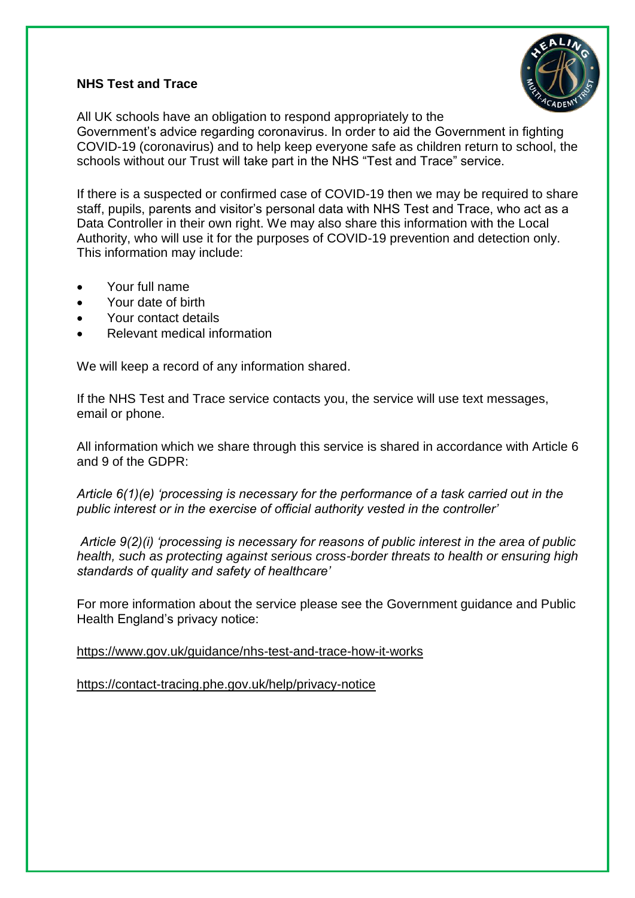**NHS Test and Trace**

All UK schools have an obligation to respond appropriately to the Government's advice regarding coronavirus. In order to aid the Government in fighting COVID-19 (coronavirus) and to help keep everyone safe as children return to school, the schools without our Trust will take part in the NHS "Test and Trace" service.

If there is a suspected or confirmed case of COVID-19 then we may be required to share staff, pupils, parents and visitor's personal data with NHS Test and Trace, who act as a Data Controller in their own right. We may also share this information with the Local Authority, who will use it for the purposes of COVID-19 prevention and detection only. This information may include:

- Your full name
- Your date of birth
- Your contact details
- Relevant medical information

We will keep a record of any information shared.

If the NHS Test and Trace service contacts you, the service will use text messages, email or phone.

All information which we share through this service is shared in accordance with Article 6 and 9 of the GDPR:

*Article 6(1)(e) 'processing is necessary for the performance of a task carried out in the public interest or in the exercise of official authority vested in the controller'*

*Article 9(2)(i) 'processing is necessary for reasons of public interest in the area of public health, such as protecting against serious cross-border threats to health or ensuring high standards of quality and safety of healthcare'*

For more information about the service please see the Government guidance and Public Health England's privacy notice:

https://www.gov.uk/guidance/nhs-test-and-trace-how-it-works

https://contact-tracing.phe.gov.uk/help/privacy-notice